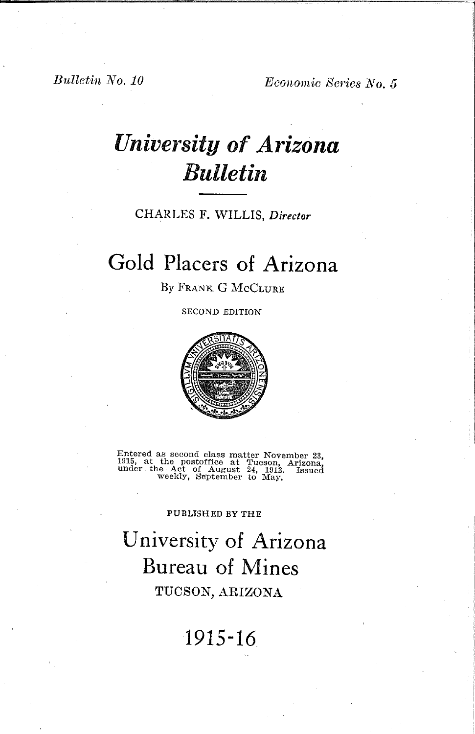*Bulletin No. 10* *Economic Series No. 5*

# *University of Arizona Bulletin*

CHARLES F. WILLIS, *Director*

# Gold Placers of Arizona

By FRANK G MCCLURE

SECOND EDITION

Entered as second class matter November 23, 1915, at the postoffice at Tucson, Arizona, under the Act of August 24, 1912. Issued weekly, September to May.

PUBLISHED BY THE

## University of Arizona Bureau of Mines

TUCSON, ARIZONA

1915-16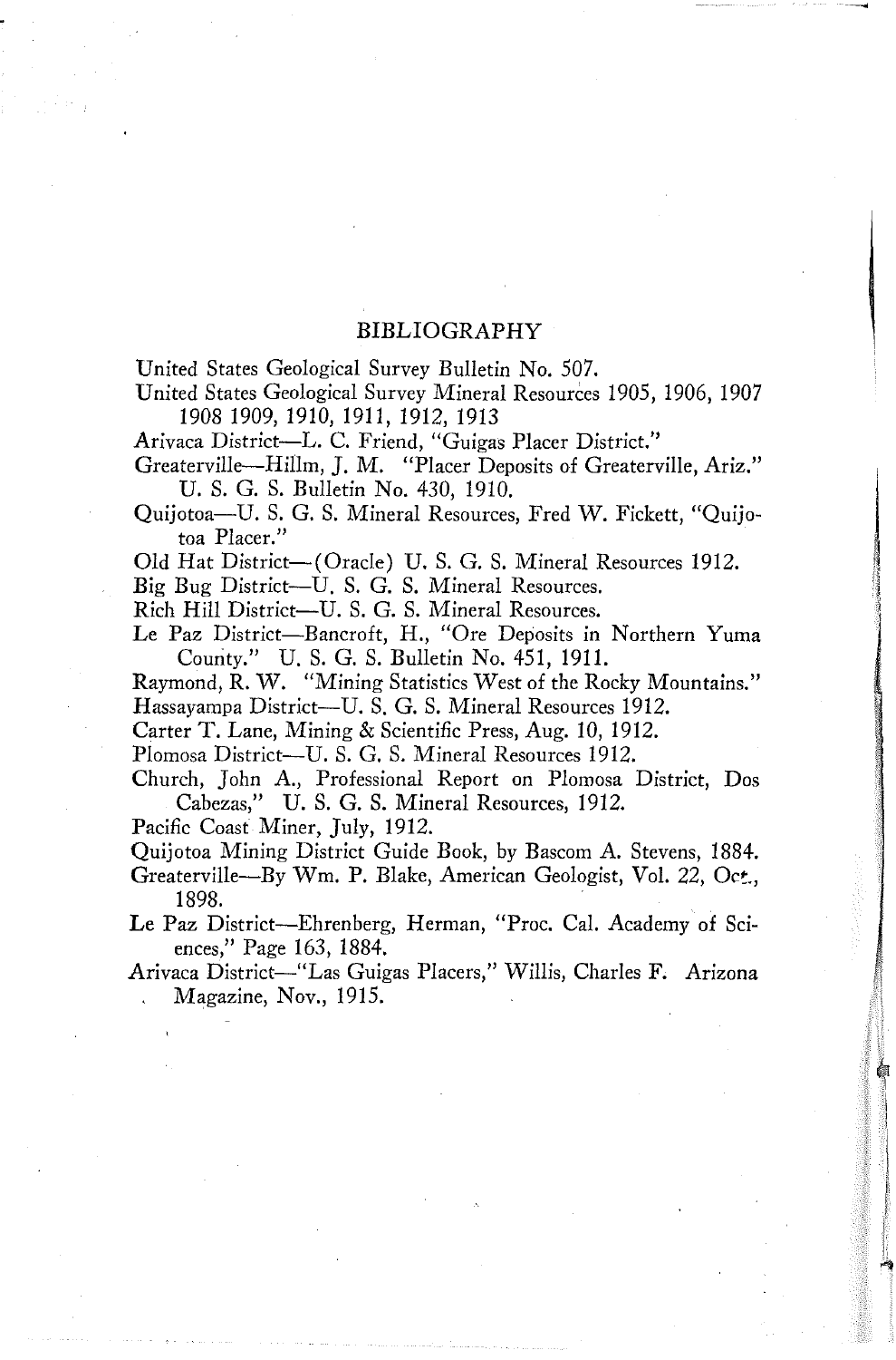# BIBLIOGRAPHY

United States Geological Survey Bulletin No. 507.

United States Geological Survey Mineral Resources 1905, 1906, 1907 1908 1909, 1910, 1911, 1912, 1913

Arivaca District—L. C. Friend, "Guigas Placer District."

Greaterville—Hillm, J. M. "Placer Deposits of Greaterville, Ariz." U. S. G. S. Bulletin No. 430, 1910.

Quijotoa—U. S. G. S. Mineral Resources, Fred W. Fickett, "Quijotoa Placer."

Old Hat District—(Oracle) U. S. G. S. Mineral Resources 1912.

Big Bug District—U. S. G. S. Mineral Resources.

Rich Hill District—U. S. G. S. Mineral Resources.

Le Paz District—Bancroft, H., "Ore Deposits in Northern Yuma County." U. S. G. S. Bulletin No. 451, 1911.

Raymond, R. W. "Mining Statistics West of the Rocky Mountains."

Hassayampa District—U. S. G. S. Mineral Resources 1912.

Carter T. Lane, Mining & Scientific Press, Aug. 10, 1912.

Plomosa District—U. S. G. S. Mineral Resources 1912.

Church, John A., Professional Report on Plomosa District, Dos Cabezas," U. S. G. S. Mineral Resources, 1912.

Pacific Coast Miner, July, 1912.

Quijotoa Mining District Guide Book, by Bascom A. Stevens, 1884.

Greaterville—By Wm. P. Blake, American Geologist, Vol. 22, Oct., 1898.

Le Paz District—Ehrenberg, Herman, "Proc. Cal. Academy of Sciences," Page 163, 1884.

Arivaca District—"Las Guigas Placers," Willis, Charles F. Arizona Magazine, Nov., 1915.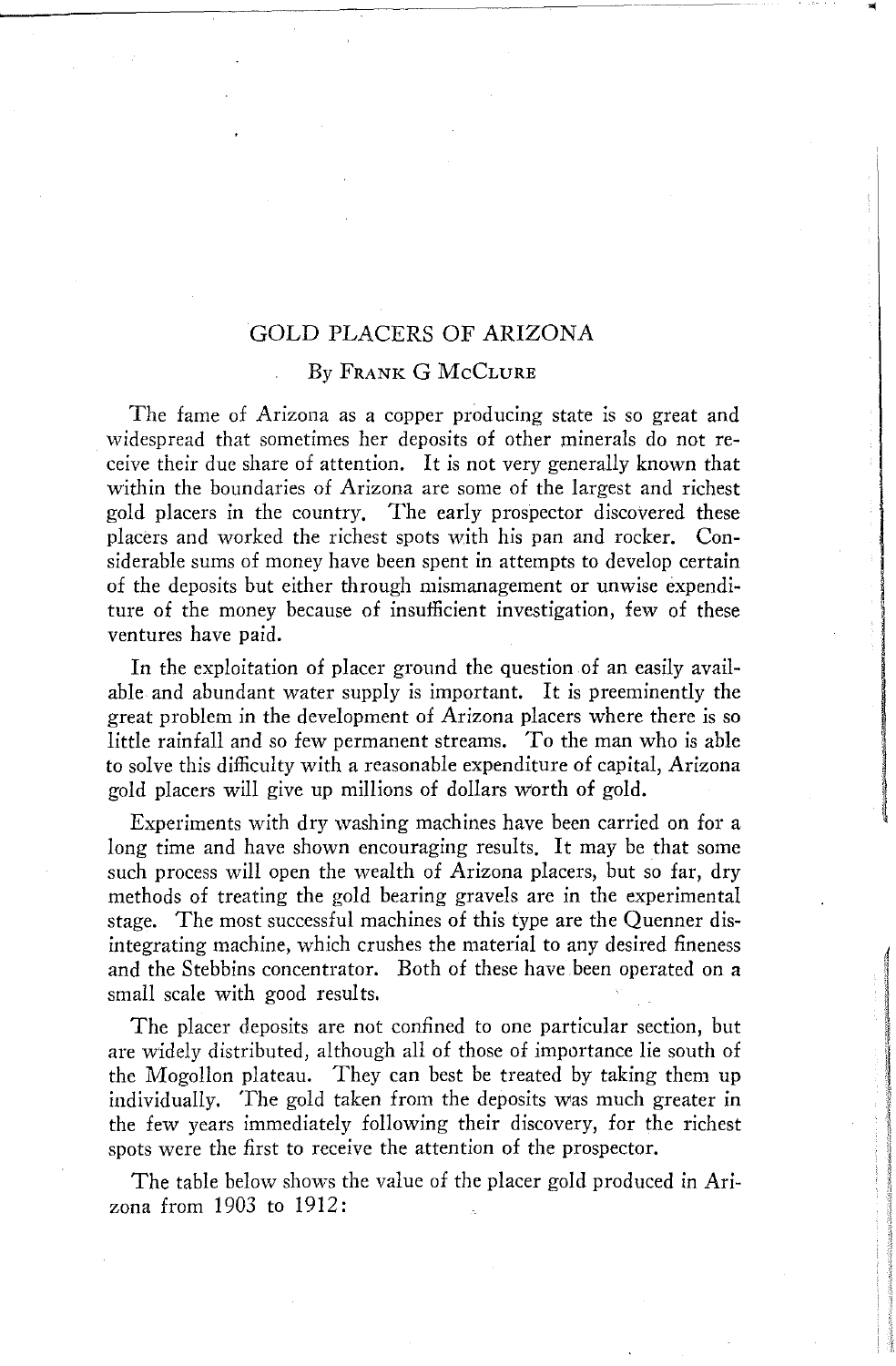# GOLD PLACERS OF ARIZONA

By Frank G McClure

The fame of Arizona as a copper producing state is so great and widespread that sometimes her deposits of other minerals do not receive their due share of attention. It is not very generally known that within the boundaries of Arizona are some of the largest and richest gold placers in the country. The early prospector discovered these placers and worked the richest spots with his pan and rocker. Considerable sums of money have been spent in attempts to develop certain of the deposits but either through mismanagement or unwise expenditure of the money because of insufficient investigation, few of these ventures have paid.

In the exploitation of placer ground the question of an easily available and abundant water supply is important. It is preeminently the great problem in the development of Arizona placers where there is so little rainfall and so few permanent streams. To the man who is able to solve this difficulty with a reasonable expenditure of capital, Arizona gold placers will give up millions of dollars worth of gold.

Experiments with dry washing machines have been carried on for a long time and have shown encouraging results. It may be that some such process will open the wealth of Arizona placers, but so far, dry methods of treating the gold bearing gravels are in the experimental stage. The most successful machines of this type are the Quenner disintegrating machine, which crushes the material to any desired fineness and the Stebbins concentrator. Both of these have been operated on a small scale with good results.

The placer deposits are not confined to one particular section, but are widely distributed, although all of those of importance lie south of the Mogollon plateau. They can best be treated by taking them up individually. The gold taken from the deposits was much greater in the few years immediately following their discovery, for the richest spots were the first to receive the attention of the prospector.

The table below shows the value of the placer gold produced in Arizona from 1903 to 1912: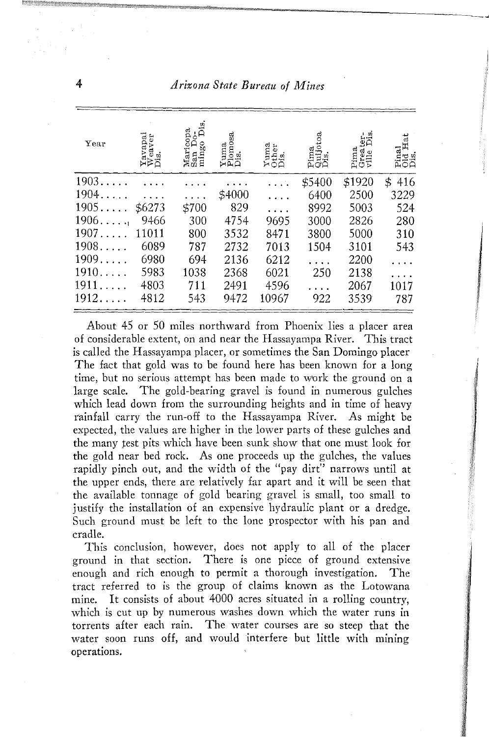| Year | Yavapai Weaver Dis. | Maricopa San Domingo Dis. | Yuma Plomosa Dis. | Yuma Other Dis. | Pima Quijotoa Dis. | Pima Greaterville Dis. | Pinal Old Hat Dis. |
|---|---|---|---|---|---|---|---|
| 1903..... | .... | .... | .... | .... | $5400 | $1920 | $ 416 |
| 1904..... | .... | .... | $4000 | .... | 6400 | 2500 | 3229 |
| 1905..... | $6273 | $700 | 829 | .... | 8992 | 5003 | 524 |
| 1906..... | 9466 | 300 | 4754 | 9695 | 3000 | 2826 | 280 |
| 1907..... | 11011 | 800 | 3532 | 8471 | 3800 | 5000 | 310 |
| 1908..... | 6089 | 787 | 2732 | 7013 | 1504 | 3101 | 543 |
| 1909..... | 6980 | 694 | 2136 | 6212 | .... | 2200 | .... |
| 1910..... | 5983 | 1038 | 2368 | 6021 | 250 | 2138 | .... |
| 1911..... | 4803 | 711 | 2491 | 4596 | .... | 2067 | 1017 |
| 1912..... | 4812 | 543 | 9472 | 10967 | 922 | 3539 | 787 |

About 45 or 50 miles northward from Phoenix lies a placer area of considerable extent, on and near the Hassayampa River. This tract is called the Hassayampa placer, or sometimes the San Domingo placer The fact that gold was to be found here has been known for a long time, but no serious attempt has been made to work the ground on a large scale. The gold-bearing gravel is found in numerous gulches which lead down from the surrounding heights and in time of heavy rainfall carry the run-off to the Hassayampa River. As might be expected, the values are higher in the lower parts of these gulches and the many test pits which have been sunk show that one must look for the gold near bed rock. As one proceeds up the gulches, the values rapidly pinch out, and the width of the "pay dirt" narrows until at the upper ends, there are relatively far apart and it will be seen that the available tonnage of gold bearing gravel is small, too small to justify the installation of an expensive hydraulic plant or a dredge. Such ground must be left to the lone prospector with his pan and cradle.

This conclusion, however, does not apply to all of the placer ground in that section. There is one piece of ground extensive enough and rich enough to permit a thorough investigation. The tract referred to is the group of claims known as the Lotowana mine. It consists of about 4000 acres situated in a rolling country, which is cut up by numerous washes down which the water runs in torrents after each rain. The water courses are so steep that the water soon runs off, and would interfere but little with mining operations.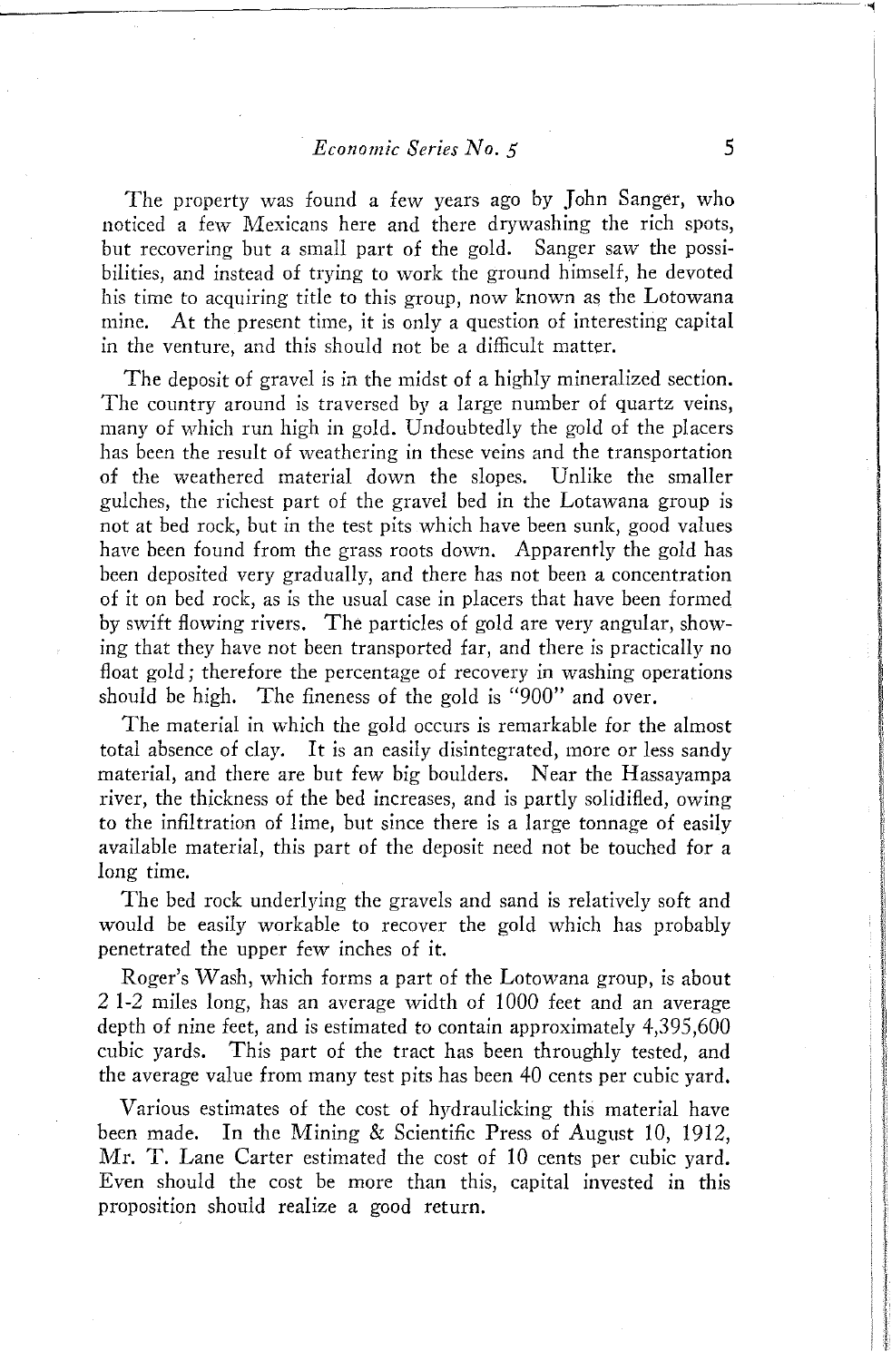The property was found a few years ago by John Sanger, who noticed a few Mexicans here and there drywashing the rich spots, but recovering but a small part of the gold. Sanger saw the possibilities, and instead of trying to work the ground himself, he devoted his time to acquiring title to this group, now known as the Lotowana mine. At the present time, it is only a question of interesting capital in the venture, and this should not be a difficult matter.

The deposit of gravel is in the midst of a highly mineralized section. The country around is traversed by a large number of quartz veins, many of which run high in gold. Undoubtedly the gold of the placers has been the result of weathering in these veins and the transportation of the weathered material down the slopes. Unlike the smaller gulches, the richest part of the gravel bed in the Lotawana group is not at bed rock, but in the test pits which have been sunk, good values have been found from the grass roots down. Apparently the gold has been deposited very gradually, and there has not been a concentration of it on bed rock, as is the usual case in placers that have been formed by swift flowing rivers. The particles of gold are very angular, showing that they have not been transported far, and there is practically no float gold; therefore the percentage of recovery in washing operations should be high. The fineness of the gold is "900" and over.

The material in which the gold occurs is remarkable for the almost total absence of clay. It is an easily disintegrated, more or less sandy material, and there are but few big boulders. Near the Hassayampa river, the thickness of the bed increases, and is partly solidified, owing to the infiltration of lime, but since there is a large tonnage of easily available material, this part of the deposit need not be touched for a long time.

The bed rock underlying the gravels and sand is relatively soft and would be easily workable to recover the gold which has probably penetrated the upper few inches of it.

Roger's Wash, which forms a part of the Lotowana group, is about 2 1-2 miles long, has an average width of 1000 feet and an average depth of nine feet, and is estimated to contain approximately 4,395,600 cubic yards. This part of the tract has been throughly tested, and the average value from many test pits has been 40 cents per cubic yard.

Various estimates of the cost of hydraulicking this material have been made. In the Mining & Scientific Press of August 10, 1912, Mr. T. Lane Carter estimated the cost of 10 cents per cubic yard. Even should the cost be more than this, capital invested in this proposition should realize a good return.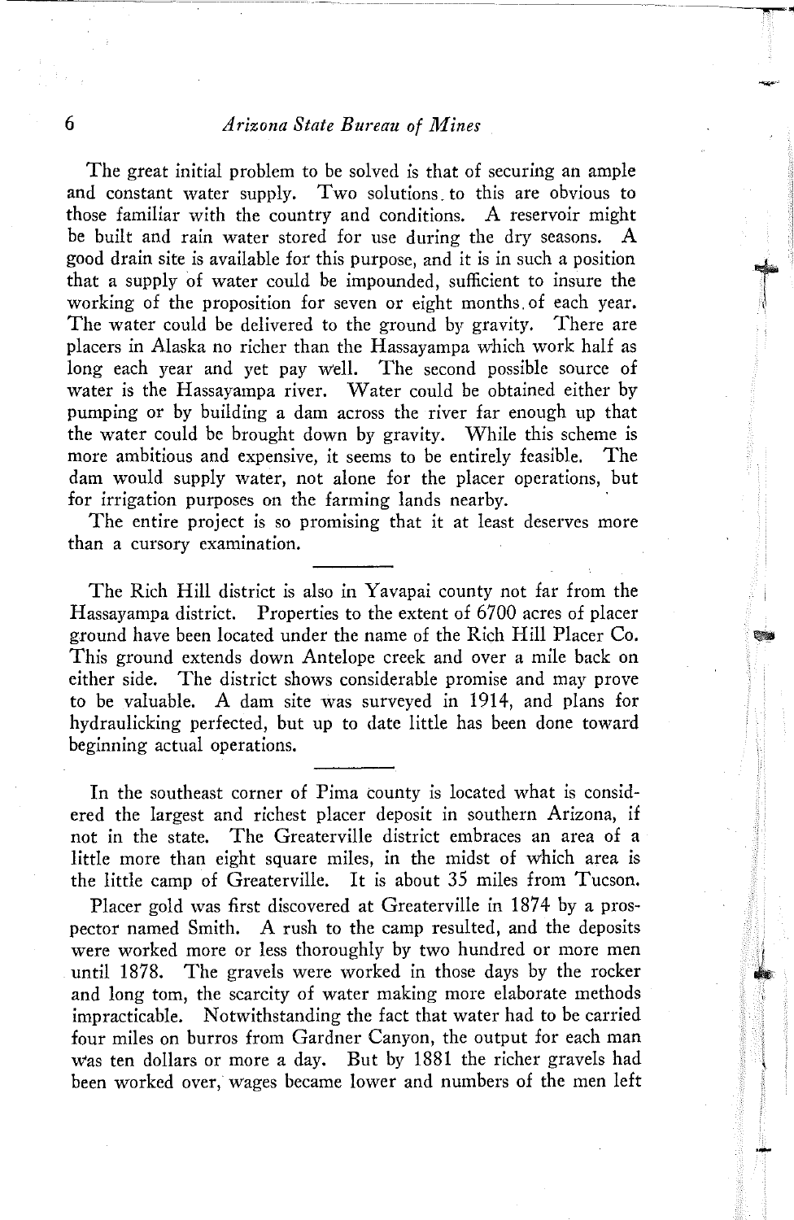The great initial problem to be solved is that of securing an ample and constant water supply. Two solutions to this are obvious to those familiar with the country and conditions. A reservoir might be built and rain water stored for use during the dry seasons. A good drain site is available for this purpose, and it is in such a position that a supply of water could be impounded, sufficient to insure the working of the proposition for seven or eight months of each year. The water could be delivered to the ground by gravity. There are placers in Alaska no richer than the Hassayampa which work half as long each year and yet pay well. The second possible source of water is the Hassayampa river. Water could be obtained either by pumping or by building a dam across the river far enough up that the water could be brought down by gravity. While this scheme is more ambitious and expensive, it seems to be entirely feasible. The dam would supply water, not alone for the placer operations, but for irrigation purposes on the farming lands nearby.

The entire project is so promising that it at least deserves more than a cursory examination.

---

The Rich Hill district is also in Yavapai county not far from the Hassayampa district. Properties to the extent of 6700 acres of placer ground have been located under the name of the Rich Hill Placer Co. This ground extends down Antelope creek and over a mile back on either side. The district shows considerable promise and may prove to be valuable. A dam site was surveyed in 1914, and plans for hydraulicking perfected, but up to date little has been done toward beginning actual operations.

---

In the southeast corner of Pima county is located what is considered the largest and richest placer deposit in southern Arizona, if not in the state. The Greaterville district embraces an area of a little more than eight square miles, in the midst of which area is the little camp of Greaterville. It is about 35 miles from Tucson.

Placer gold was first discovered at Greaterville in 1874 by a prospector named Smith. A rush to the camp resulted, and the deposits were worked more or less thoroughly by two hundred or more men until 1878. The gravels were worked in those days by the rocker and long tom, the scarcity of water making more elaborate methods impracticable. Notwithstanding the fact that water had to be carried four miles on burros from Gardner Canyon, the output for each man was ten dollars or more a day. But by 1881 the richer gravels had been worked over, wages became lower and numbers of the men left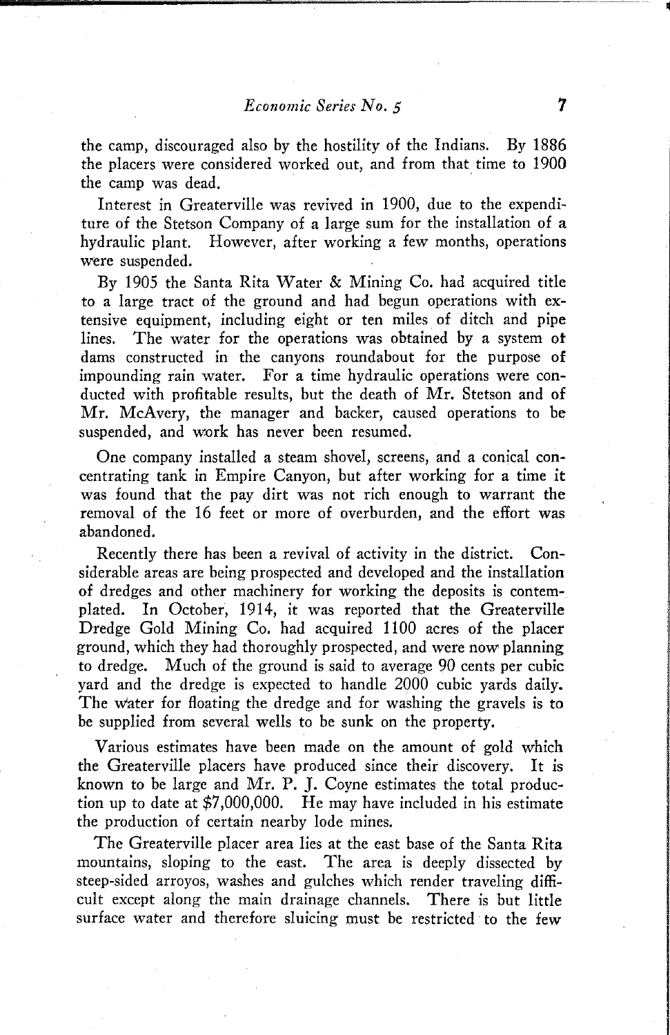the camp, discouraged also by the hostility of the Indians. By 1886 the placers were considered worked out, and from that time to 1900 the camp was dead.

Interest in Greaterville was revived in 1900, due to the expenditure of the Stetson Company of a large sum for the installation of a hydraulic plant. However, after working a few months, operations were suspended.

By 1905 the Santa Rita Water & Mining Co. had acquired title to a large tract of the ground and had begun operations with extensive equipment, including eight or ten miles of ditch and pipe lines. The water for the operations was obtained by a system of dams constructed in the canyons roundabout for the purpose of impounding rain water. For a time hydraulic operations were conducted with profitable results, but the death of Mr. Stetson and of Mr. McAvery, the manager and backer, caused operations to be suspended, and work has never been resumed.

One company installed a steam shovel, screens, and a conical concentrating tank in Empire Canyon, but after working for a time it was found that the pay dirt was not rich enough to warrant the removal of the 16 feet or more of overburden, and the effort was abandoned.

Recently there has been a revival of activity in the district. Considerable areas are being prospected and developed and the installation of dredges and other machinery for working the deposits is contemplated. In October, 1914, it was reported that the Greaterville Dredge Gold Mining Co. had acquired 1100 acres of the placer ground, which they had thoroughly prospected, and were now planning to dredge. Much of the ground is said to average 90 cents per cubic yard and the dredge is expected to handle 2000 cubic yards daily. The water for floating the dredge and for washing the gravels is to be supplied from several wells to be sunk on the property.

Various estimates have been made on the amount of gold which the Greaterville placers have produced since their discovery. It is known to be large and Mr. P. J. Coyne estimates the total production up to date at $7,000,000. He may have included in his estimate the production of certain nearby lode mines.

The Greaterville placer area lies at the east base of the Santa Rita mountains, sloping to the east. The area is deeply dissected by steep-sided arroyos, washes and gulches which render traveling difficult except along the main drainage channels. There is but little surface water and therefore sluicing must be restricted to the few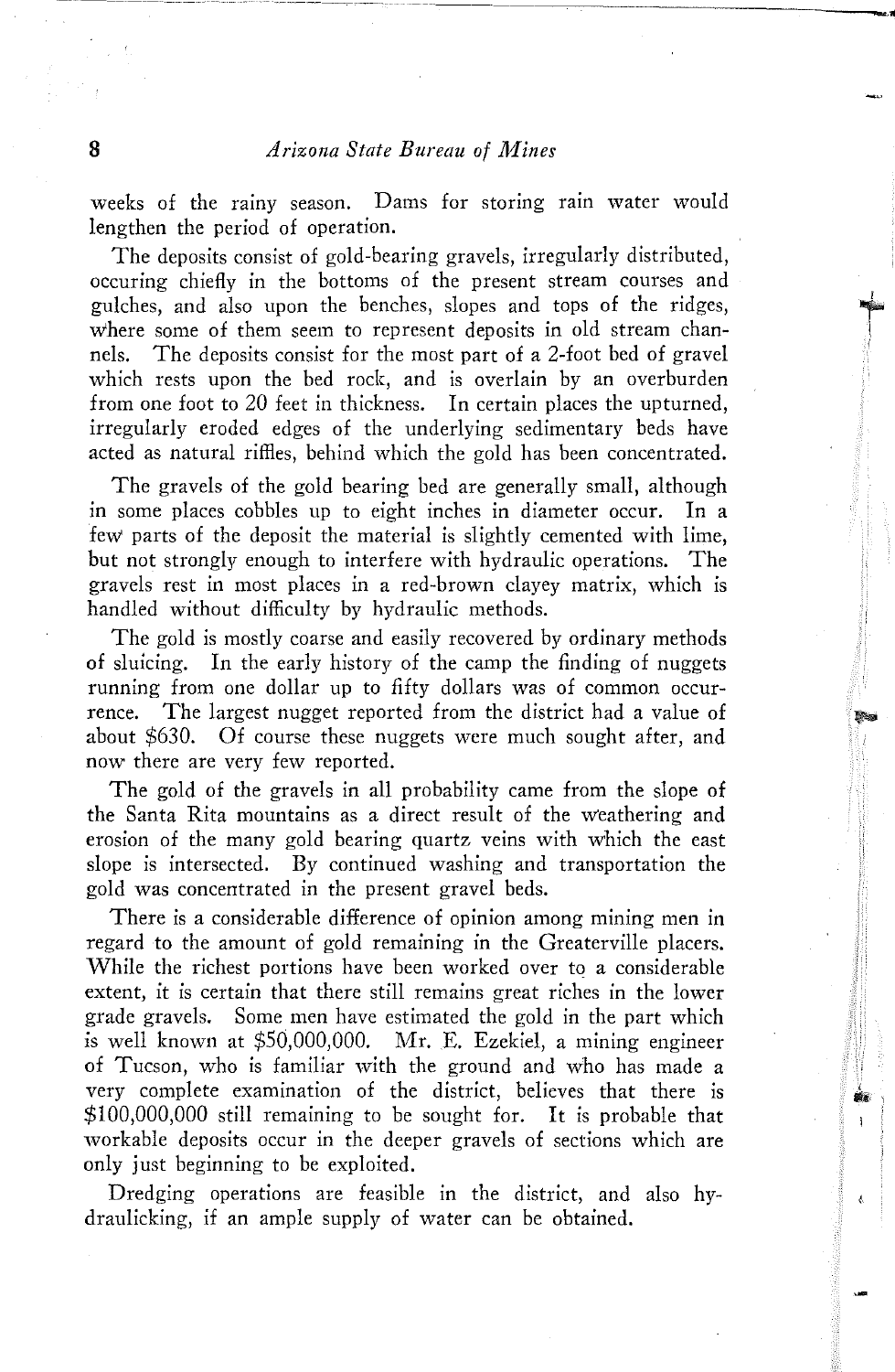weeks of the rainy season. Dams for storing rain water would lengthen the period of operation.

The deposits consist of gold-bearing gravels, irregularly distributed, occuring chiefly in the bottoms of the present stream courses and gulches, and also upon the benches, slopes and tops of the ridges, where some of them seem to represent deposits in old stream channels. The deposits consist for the most part of a 2-foot bed of gravel which rests upon the bed rock, and is overlain by an overburden from one foot to 20 feet in thickness. In certain places the upturned, irregularly eroded edges of the underlying sedimentary beds have acted as natural riffles, behind which the gold has been concentrated.

The gravels of the gold bearing bed are generally small, although in some places cobbles up to eight inches in diameter occur. In a few parts of the deposit the material is slightly cemented with lime, but not strongly enough to interfere with hydraulic operations. The gravels rest in most places in a red-brown clayey matrix, which is handled without difficulty by hydraulic methods.

The gold is mostly coarse and easily recovered by ordinary methods of sluicing. In the early history of the camp the finding of nuggets running from one dollar up to fifty dollars was of common occurrence. The largest nugget reported from the district had a value of about $630. Of course these nuggets were much sought after, and now there are very few reported.

The gold of the gravels in all probability came from the slope of the Santa Rita mountains as a direct result of the weathering and erosion of the many gold bearing quartz veins with which the east slope is intersected. By continued washing and transportation the gold was concentrated in the present gravel beds.

There is a considerable difference of opinion among mining men in regard to the amount of gold remaining in the Greaterville placers. While the richest portions have been worked over to a considerable extent, it is certain that there still remains great riches in the lower grade gravels. Some men have estimated the gold in the part which is well known at $50,000,000. Mr. E. Ezekiel, a mining engineer of Tucson, who is familiar with the ground and who has made a very complete examination of the district, believes that there is $100,000,000 still remaining to be sought for. It is probable that workable deposits occur in the deeper gravels of sections which are only just beginning to be exploited.

Dredging operations are feasible in the district, and also hydraulicking, if an ample supply of water can be obtained.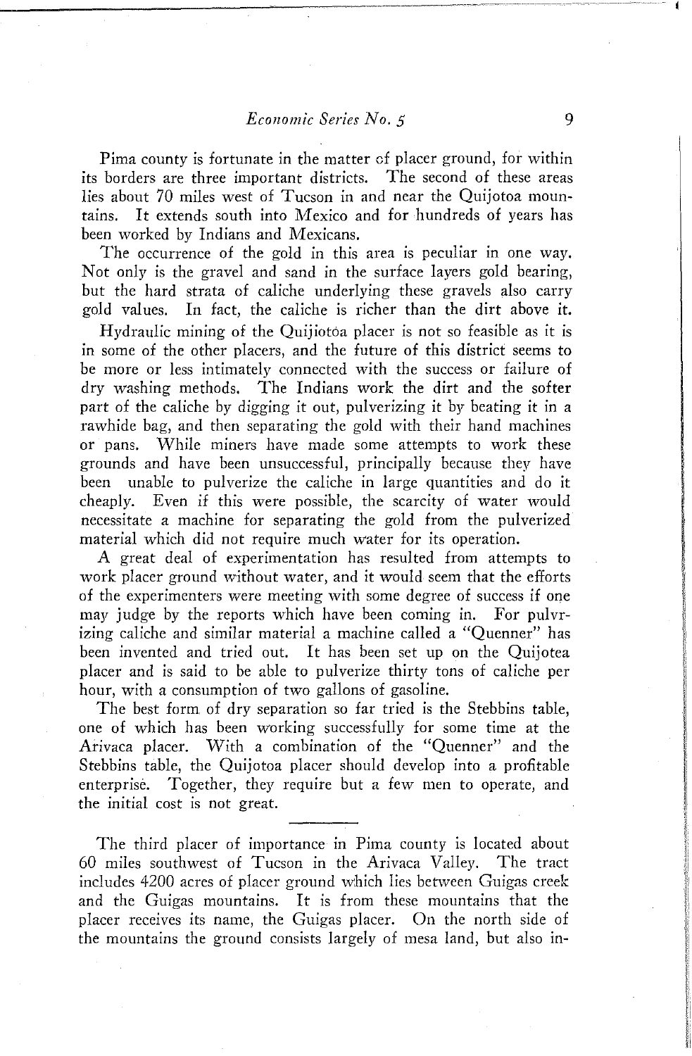Pima county is fortunate in the matter of placer ground, for within its borders are three important districts. The second of these areas lies about 70 miles west of Tucson in and near the Quijotoa mountains. It extends south into Mexico and for hundreds of years has been worked by Indians and Mexicans.

The occurrence of the gold in this area is peculiar in one way. Not only is the gravel and sand in the surface layers gold bearing, but the hard strata of caliche underlying these gravels also carry gold values. In fact, the caliche is richer than the dirt above it.

Hydraulic mining of the Quijiotòa placer is not so feasible as it is in some of the other placers, and the future of this district seems to be more or less intimately connected with the success or failure of dry washing methods. The Indians work the dirt and the softer part of the caliche by digging it out, pulverizing it by beating it in a rawhide bag, and then separating the gold with their hand machines or pans. While miners have made some attempts to work these grounds and have been unsuccessful, principally because they have been unable to pulverize the caliche in large quantities and do it cheaply. Even if this were possible, the scarcity of water would necessitate a machine for separating the gold from the pulverized material which did not require much water for its operation.

A great deal of experimentation has resulted from attempts to work placer ground without water, and it would seem that the efforts of the experimenters were meeting with some degree of success if one may judge by the reports which have been coming in. For pulvrizing caliche and similar material a machine called a "Quenner" has been invented and tried out. It has been set up on the Quijotea placer and is said to be able to pulverize thirty tons of caliche per hour, with a consumption of two gallons of gasoline.

The best form of dry separation so far tried is the Stebbins table, one of which has been working successfully for some time at the Arivaca placer. With a combination of the "Quenner" and the Stebbins table, the Quijotoa placer should develop into a profitable enterprisė. Together, they require but a few men to operate, and the initial cost is not great.

---

The third placer of importance in Pima county is located about 60 miles southwest of Tucson in the Arivaca Valley. The tract includes 4200 acres of placer ground which lies between Guigas creek and the Guigas mountains. It is from these mountains that the placer receives its name, the Guigas placer. On the north side of the mountains the ground consists largely of mesa land, but also in-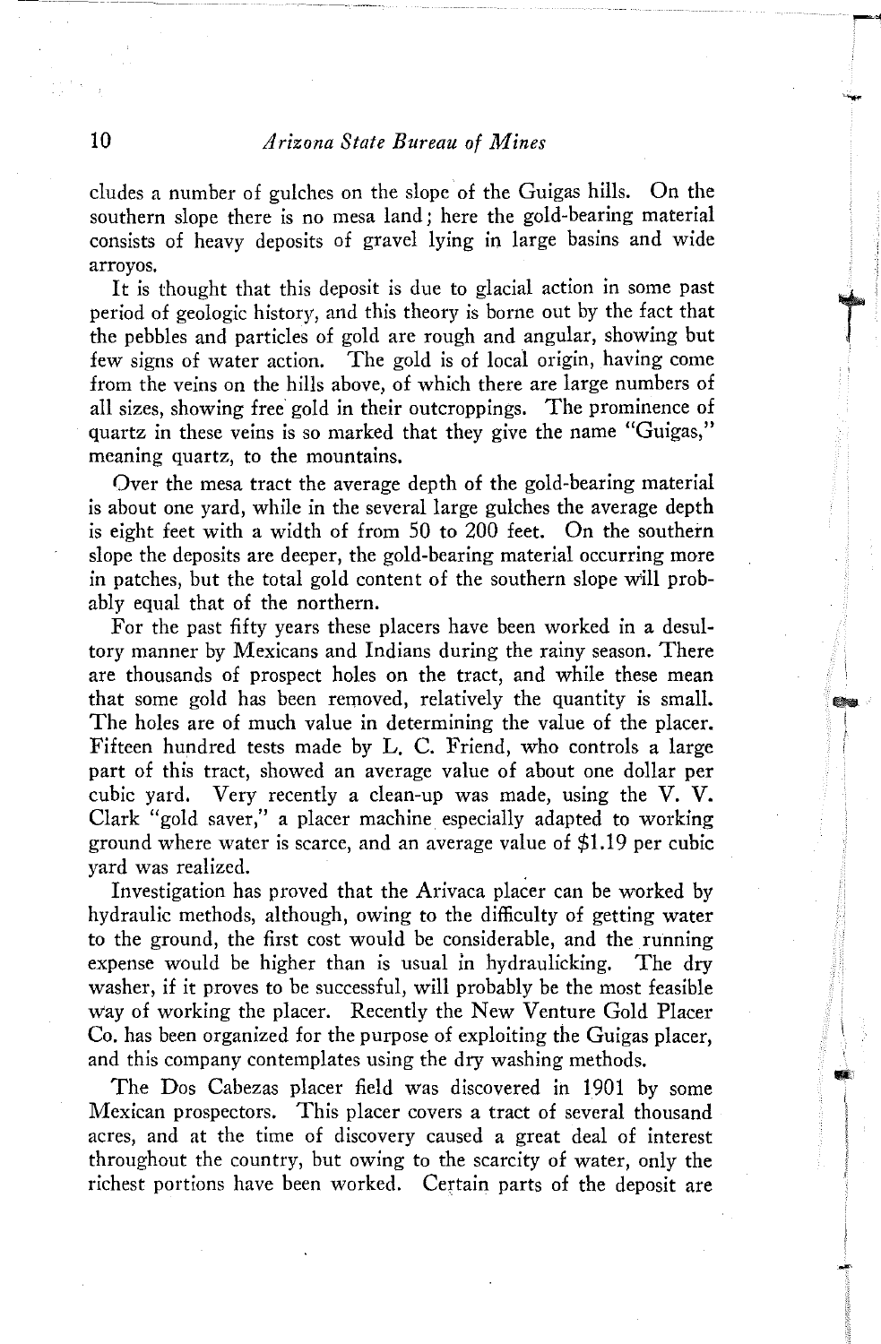cludes a number of gulches on the slope of the Guigas hills. On the southern slope there is no mesa land; here the gold-bearing material consists of heavy deposits of gravel lying in large basins and wide arroyos.

It is thought that this deposit is due to glacial action in some past period of geologic history, and this theory is borne out by the fact that the pebbles and particles of gold are rough and angular, showing but few signs of water action. The gold is of local origin, having come from the veins on the hills above, of which there are large numbers of all sizes, showing free gold in their outcroppings. The prominence of quartz in these veins is so marked that they give the name "Guigas," meaning quartz, to the mountains.

Over the mesa tract the average depth of the gold-bearing material is about one yard, while in the several large gulches the average depth is eight feet with a width of from 50 to 200 feet. On the southern slope the deposits are deeper, the gold-bearing material occurring more in patches, but the total gold content of the southern slope will probably equal that of the northern.

For the past fifty years these placers have been worked in a desultory manner by Mexicans and Indians during the rainy season. There are thousands of prospect holes on the tract, and while these mean that some gold has been removed, relatively the quantity is small. The holes are of much value in determining the value of the placer. Fifteen hundred tests made by L. C. Friend, who controls a large part of this tract, showed an average value of about one dollar per cubic yard. Very recently a clean-up was made, using the V. V. Clark "gold saver," a placer machine especially adapted to working ground where water is scarce, and an average value of $1.19 per cubic yard was realized.

Investigation has proved that the Arivaca placer can be worked by hydraulic methods, although, owing to the difficulty of getting water to the ground, the first cost would be considerable, and the running expense would be higher than is usual in hydraulicking. The dry washer, if it proves to be successful, will probably be the most feasible way of working the placer. Recently the New Venture Gold Placer Co. has been organized for the purpose of exploiting the Guigas placer, and this company contemplates using the dry washing methods.

The Dos Cabezas placer field was discovered in 1901 by some Mexican prospectors. This placer covers a tract of several thousand acres, and at the time of discovery caused a great deal of interest throughout the country, but owing to the scarcity of water, only the richest portions have been worked. Certain parts of the deposit are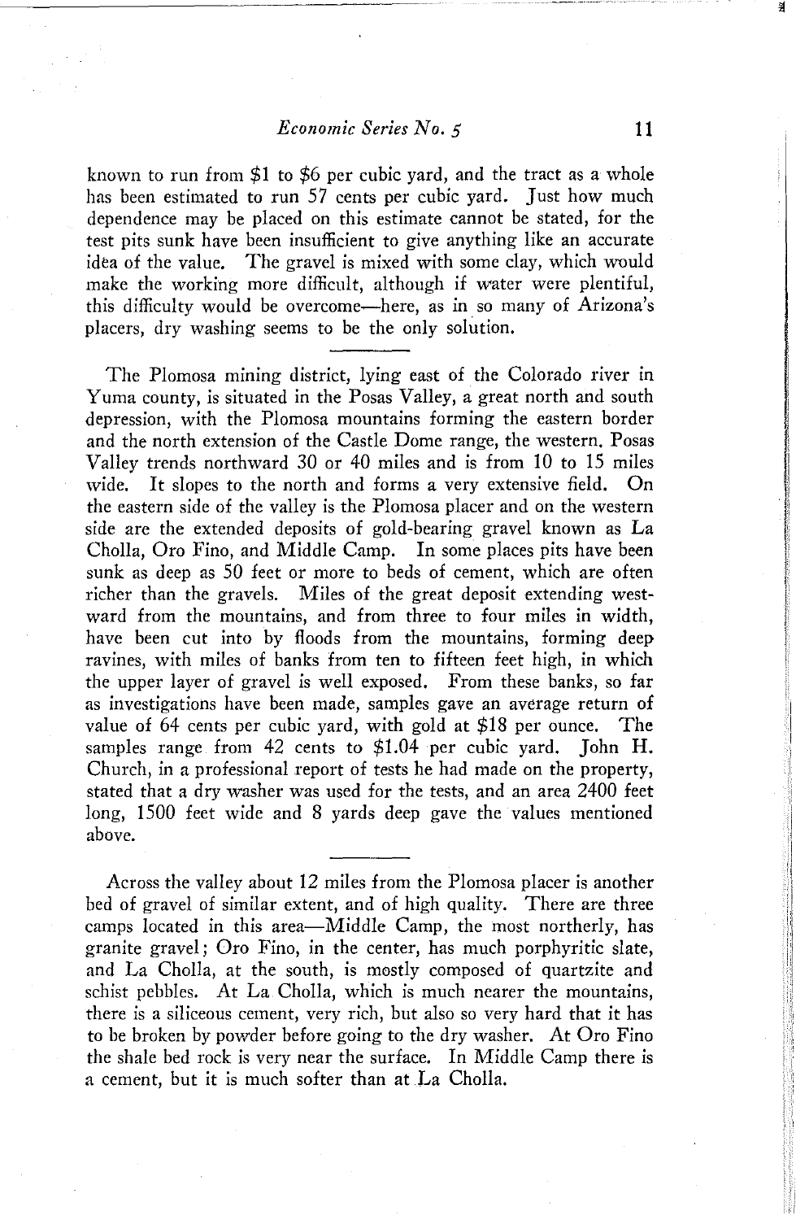known to run from $1 to $6 per cubic yard, and the tract as a whole has been estimated to run 57 cents per cubic yard. Just how much dependence may be placed on this estimate cannot be stated, for the test pits sunk have been insufficient to give anything like an accurate idea of the value. The gravel is mixed with some clay, which would make the working more difficult, although if water were plentiful, this difficulty would be overcome—here, as in so many of Arizona's placers, dry washing seems to be the only solution.

---

The Plomosa mining district, lying east of the Colorado river in Yuma county, is situated in the Posas Valley, a great north and south depression, with the Plomosa mountains forming the eastern border and the north extension of the Castle Dome range, the western. Posas Valley trends northward 30 or 40 miles and is from 10 to 15 miles wide. It slopes to the north and forms a very extensive field. On the eastern side of the valley is the Plomosa placer and on the western side are the extended deposits of gold-bearing gravel known as La Cholla, Oro Fino, and Middle Camp. In some places pits have been sunk as deep as 50 feet or more to beds of cement, which are often richer than the gravels. Miles of the great deposit extending westward from the mountains, and from three to four miles in width, have been cut into by floods from the mountains, forming deep ravines, with miles of banks from ten to fifteen feet high, in which the upper layer of gravel is well exposed. From these banks, so far as investigations have been made, samples gave an average return of value of 64 cents per cubic yard, with gold at $18 per ounce. The samples range from 42 cents to $1.04 per cubic yard. John H. Church, in a professional report of tests he had made on the property, stated that a dry washer was used for the tests, and an area 2400 feet long, 1500 feet wide and 8 yards deep gave the values mentioned above.

---

Across the valley about 12 miles from the Plomosa placer is another bed of gravel of similar extent, and of high quality. There are three camps located in this area—Middle Camp, the most northerly, has granite gravel; Oro Fino, in the center, has much porphyritic slate, and La Cholla, at the south, is mostly composed of quartzite and schist pebbles. At La Cholla, which is much nearer the mountains, there is a siliceous cement, very rich, but also so very hard that it has to be broken by powder before going to the dry washer. At Oro Fino the shale bed rock is very near the surface. In Middle Camp there is a cement, but it is much softer than at La Cholla.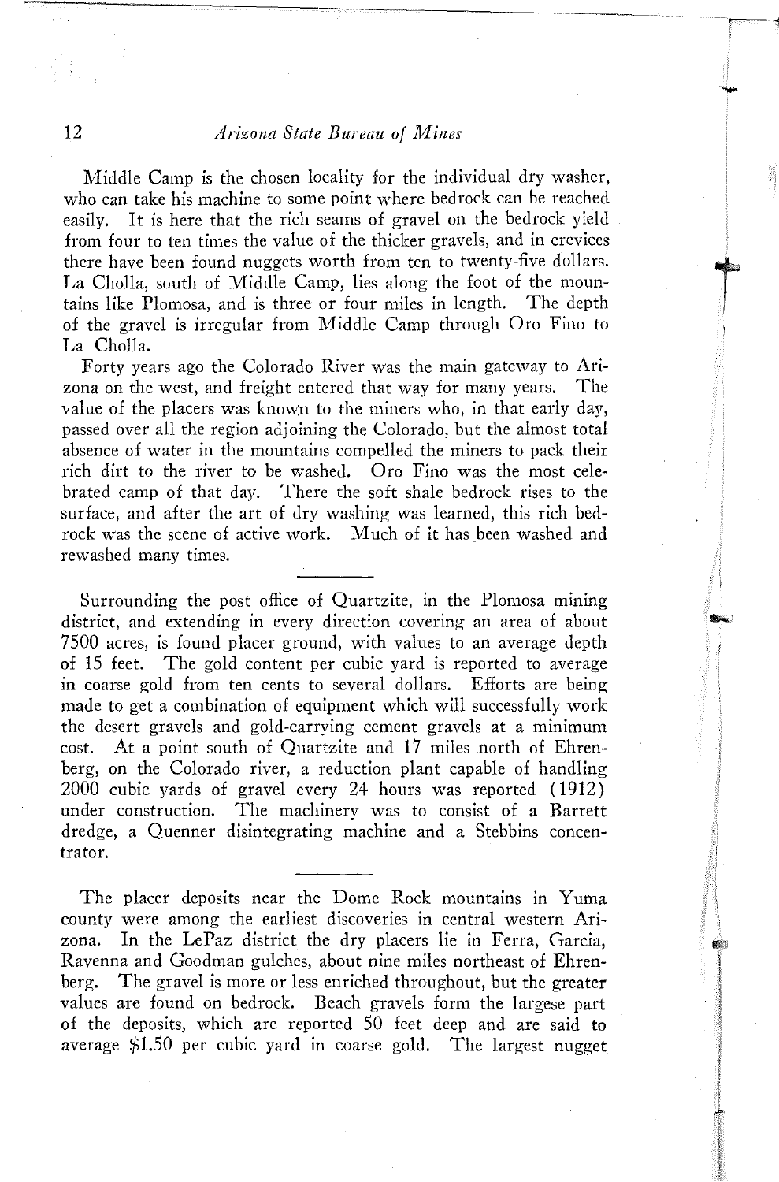Middle Camp is the chosen locality for the individual dry washer, who can take his machine to some point where bedrock can be reached easily. It is here that the rich seams of gravel on the bedrock yield from four to ten times the value of the thicker gravels, and in crevices there have been found nuggets worth from ten to twenty-five dollars. La Cholla, south of Middle Camp, lies along the foot of the mountains like Plomosa, and is three or four miles in length. The depth of the gravel is irregular from Middle Camp through Oro Fino to La Cholla.

Forty years ago the Colorado River was the main gateway to Arizona on the west, and freight entered that way for many years. The value of the placers was known to the miners who, in that early day, passed over all the region adjoining the Colorado, but the almost total absence of water in the mountains compelled the miners to pack their rich dirt to the river to be washed. Oro Fino was the most celebrated camp of that day. There the soft shale bedrock rises to the surface, and after the art of dry washing was learned, this rich bedrock was the scene of active work. Much of it has been washed and rewashed many times.

---

Surrounding the post office of Quartzite, in the Plomosa mining district, and extending in every direction covering an area of about 7500 acres, is found placer ground, with values to an average depth of 15 feet. The gold content per cubic yard is reported to average in coarse gold from ten cents to several dollars. Efforts are being made to get a combination of equipment which will successfully work the desert gravels and gold-carrying cement gravels at a minimum cost. At a point south of Quartzite and 17 miles north of Ehrenberg, on the Colorado river, a reduction plant capable of handling 2000 cubic yards of gravel every 24 hours was reported (1912) under construction. The machinery was to consist of a Barrett dredge, a Quenner disintegrating machine and a Stebbins concentrator.

---

The placer deposits near the Dome Rock mountains in Yuma county were among the earliest discoveries in central western Arizona. In the LePaz district the dry placers lie in Ferra, Garcia, Ravenna and Goodman gulches, about nine miles northeast of Ehrenberg. The gravel is more or less enriched throughout, but the greater values are found on bedrock. Beach gravels form the largese part of the deposits, which are reported 50 feet deep and are said to average $1.50 per cubic yard in coarse gold. The largest nugget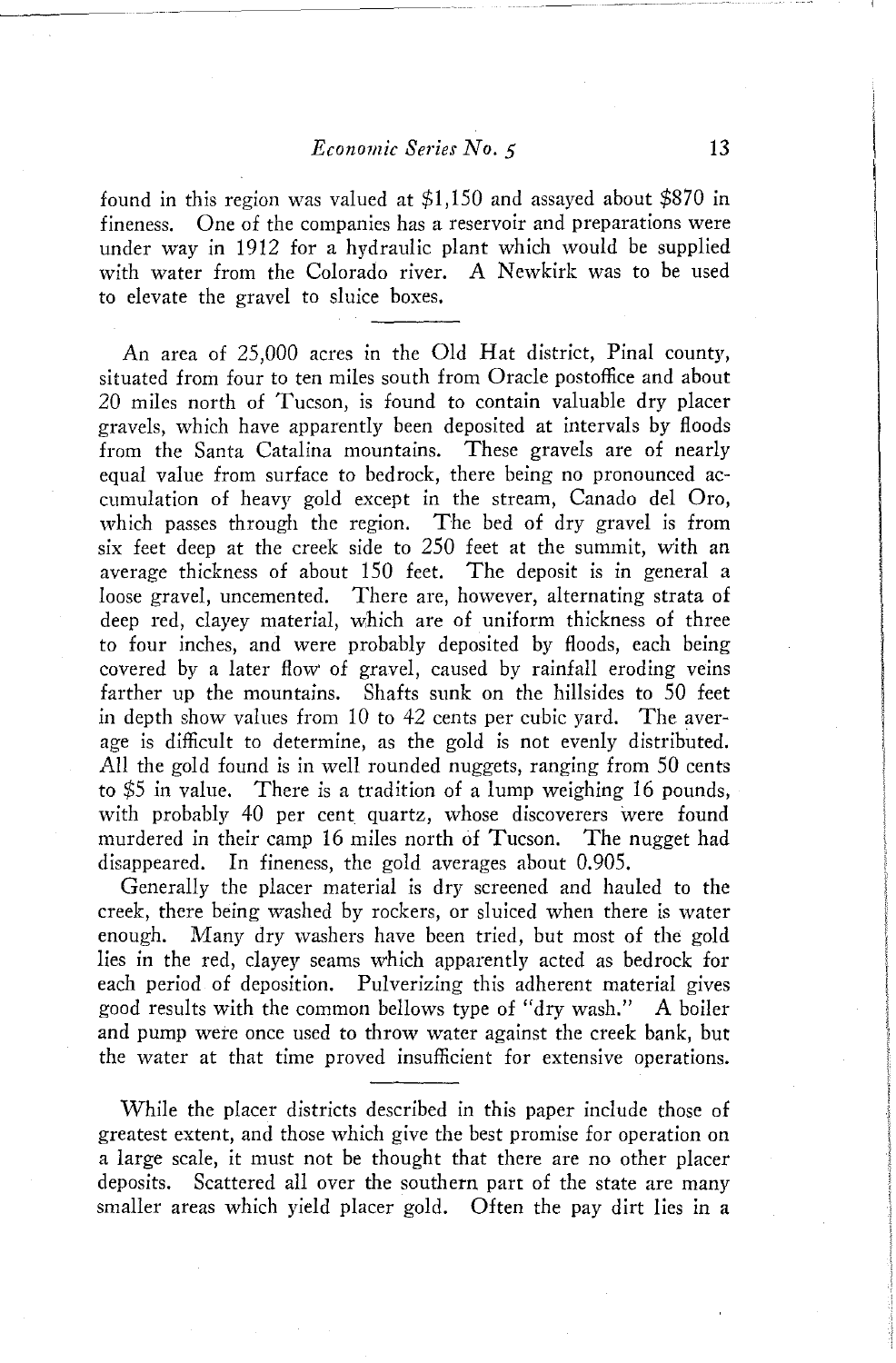found in this region was valued at $1,150 and assayed about $870 in fineness. One of the companies has a reservoir and preparations were under way in 1912 for a hydraulic plant which would be supplied with water from the Colorado river. A Newkirk was to be used to elevate the gravel to sluice boxes.

---

An area of 25,000 acres in the Old Hat district, Pinal county, situated from four to ten miles south from Oracle postoffice and about 20 miles north of Tucson, is found to contain valuable dry placer gravels, which have apparently been deposited at intervals by floods from the Santa Catalina mountains. These gravels are of nearly equal value from surface to bedrock, there being no pronounced accumulation of heavy gold except in the stream, Canado del Oro, which passes through the region. The bed of dry gravel is from six feet deep at the creek side to 250 feet at the summit, with an average thickness of about 150 feet. The deposit is in general a loose gravel, uncemented. There are, however, alternating strata of deep red, clayey material, which are of uniform thickness of three to four inches, and were probably deposited by floods, each being covered by a later flow of gravel, caused by rainfall eroding veins farther up the mountains. Shafts sunk on the hillsides to 50 feet in depth show values from 10 to 42 cents per cubic yard. The average is difficult to determine, as the gold is not evenly distributed. All the gold found is in well rounded nuggets, ranging from 50 cents to $5 in value. There is a tradition of a lump weighing 16 pounds, with probably 40 per cent quartz, whose discoverers were found murdered in their camp 16 miles north of Tucson. The nugget had disappeared. In fineness, the gold averages about 0.905.

Generally the placer material is dry screened and hauled to the creek, there being washed by rockers, or sluiced when there is water enough. Many dry washers have been tried, but most of the gold lies in the red, clayey seams which apparently acted as bedrock for each period of deposition. Pulverizing this adherent material gives good results with the common bellows type of "dry wash." A boiler and pump were once used to throw water against the creek bank, but the water at that time proved insufficient for extensive operations.

---

While the placer districts described in this paper include those of greatest extent, and those which give the best promise for operation on a large scale, it must not be thought that there are no other placer deposits. Scattered all over the southern part of the state are many smaller areas which yield placer gold. Often the pay dirt lies in a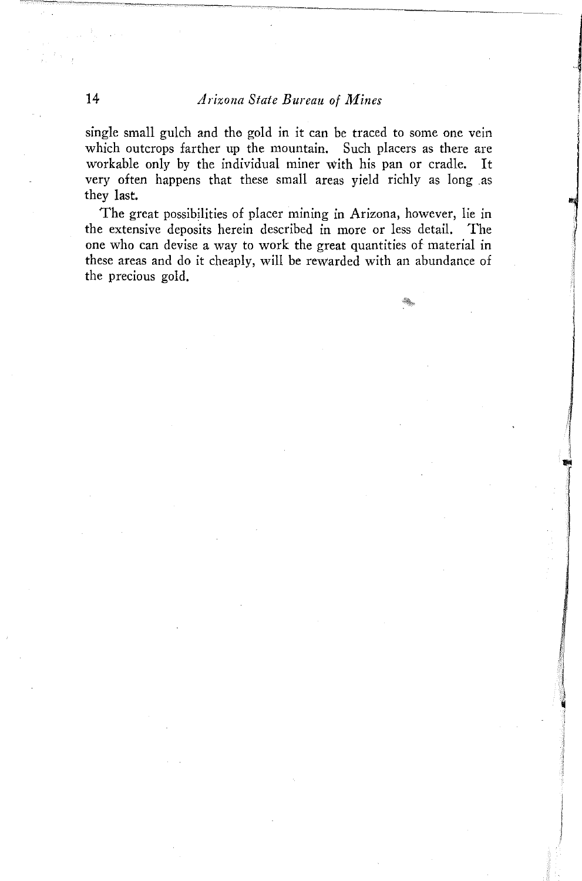single small gulch and the gold in it can be traced to some one vein which outcrops farther up the mountain. Such placers as there are workable only by the individual miner with his pan or cradle. It very often happens that these small areas yield richly as long as they last.

The great possibilities of placer mining in Arizona, however, lie in the extensive deposits herein described in more or less detail. The one who can devise a way to work the great quantities of material in these areas and do it cheaply, will be rewarded with an abundance of the precious gold.